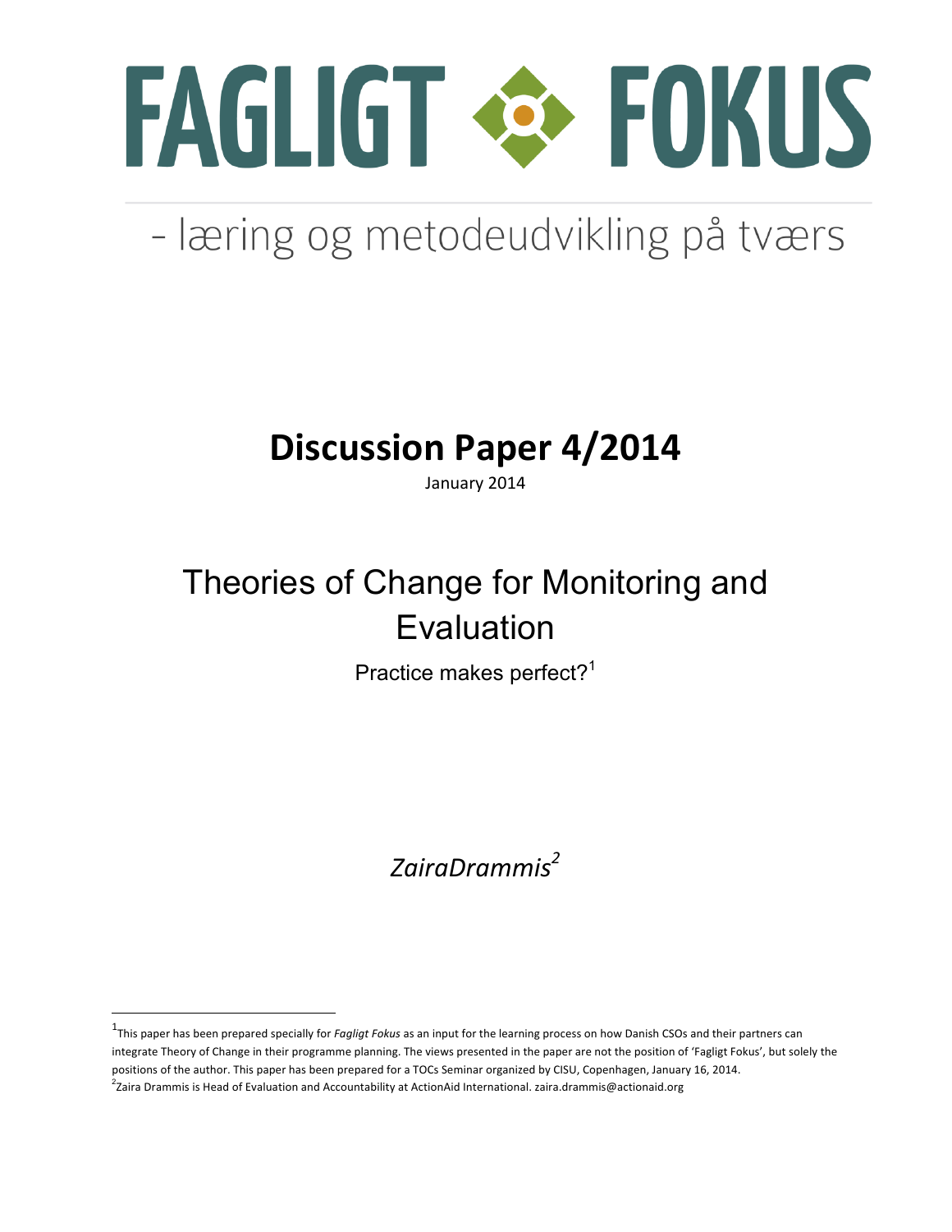# FAGLIGT FOKUS

- læring og metodeudvikling på tværs

## Discussion Paper 4/2014

January 2014

# Theories of Change for Monitoring and Evaluation

Practice makes perfect?[1]

*ZairaDrammis[2]*

---

[1]This paper has been prepared specially for *Fagligt Fokus* as an input for the learning process on how Danish CSOs and their partners can integrate Theory of Change in their programme planning. The views presented in the paper are not the position of 'Fagligt Fokus', but solely the positions of the author. This paper has been prepared for a TOCs Seminar organized by CISU, Copenhagen, January 16, 2014.

[2]Zaira Drammis is Head of Evaluation and Accountability at ActionAid International. zaira.drammis@actionaid.org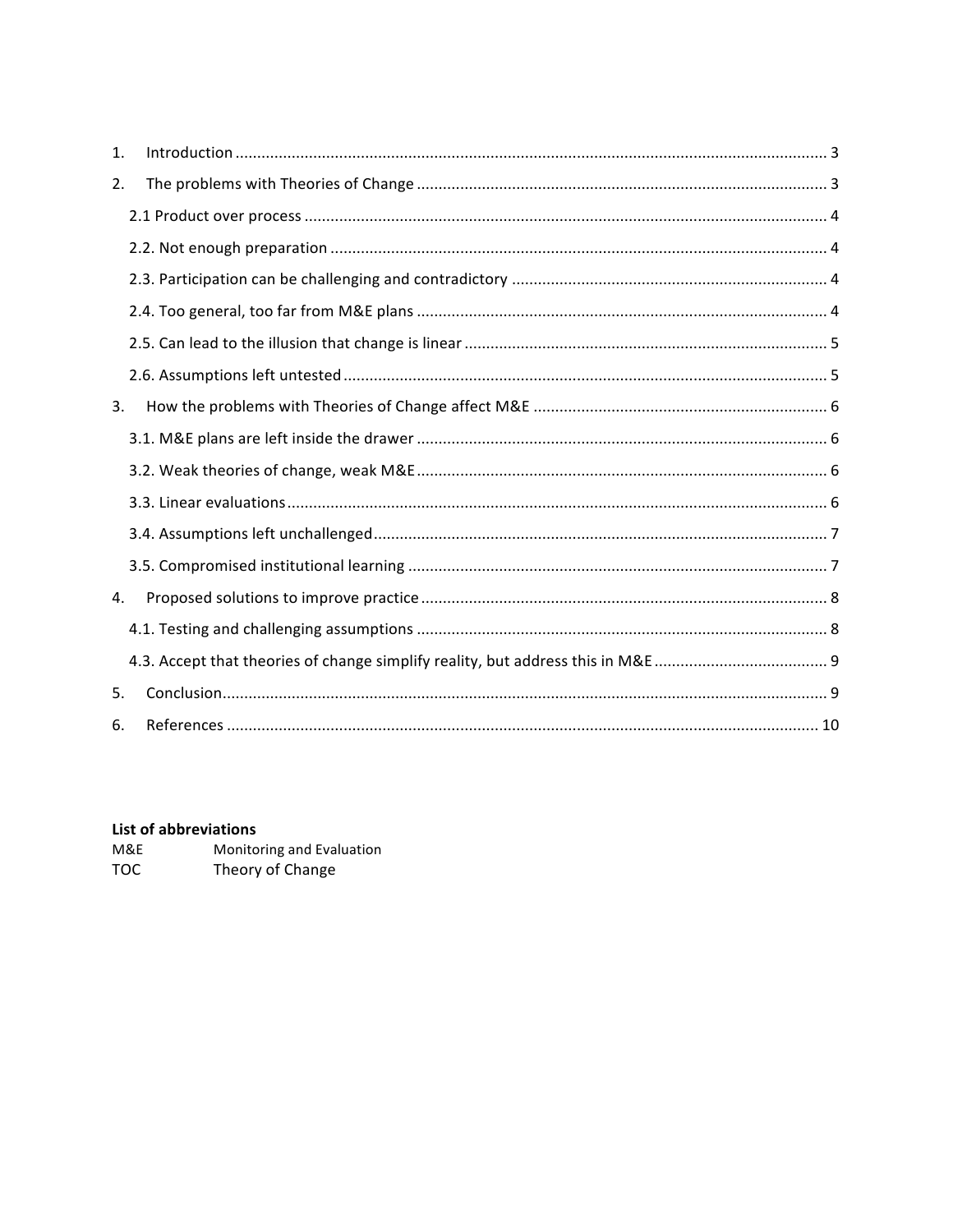1. Introduction ........................................................................................................................................ 3
2. The problems with Theories of Change ............................................................................................. 3
   - 2.1 Product over process ........................................................................................................... 4
   - 2.2. Not enough preparation ..................................................................................................... 4
   - 2.3. Participation can be challenging and contradictory ........................................................... 4
   - 2.4. Too general, too far from M&E plans ................................................................................. 4
   - 2.5. Can lead to the illusion that change is linear ..................................................................... 5
   - 2.6. Assumptions left untested .................................................................................................. 5
3. How the problems with Theories of Change affect M&E ................................................................... 6
   - 3.1. M&E plans are left inside the drawer ................................................................................. 6
   - 3.2. Weak theories of change, weak M&E ................................................................................. 6
   - 3.3. Linear evaluations ............................................................................................................... 6
   - 3.4. Assumptions left unchallenged ........................................................................................... 7
   - 3.5. Compromised institutional learning ................................................................................... 7
4. Proposed solutions to improve practice ............................................................................................ 8
   - 4.1. Testing and challenging assumptions ................................................................................. 8
   - 4.3. Accept that theories of change simplify reality, but address this in M&E ........................ 9
5. Conclusion .......................................................................................................................................... 9
6. References ........................................................................................................................................ 10

**List of abbreviations**

| | |
|---|---|
| M&E | Monitoring and Evaluation |
| TOC | Theory of Change |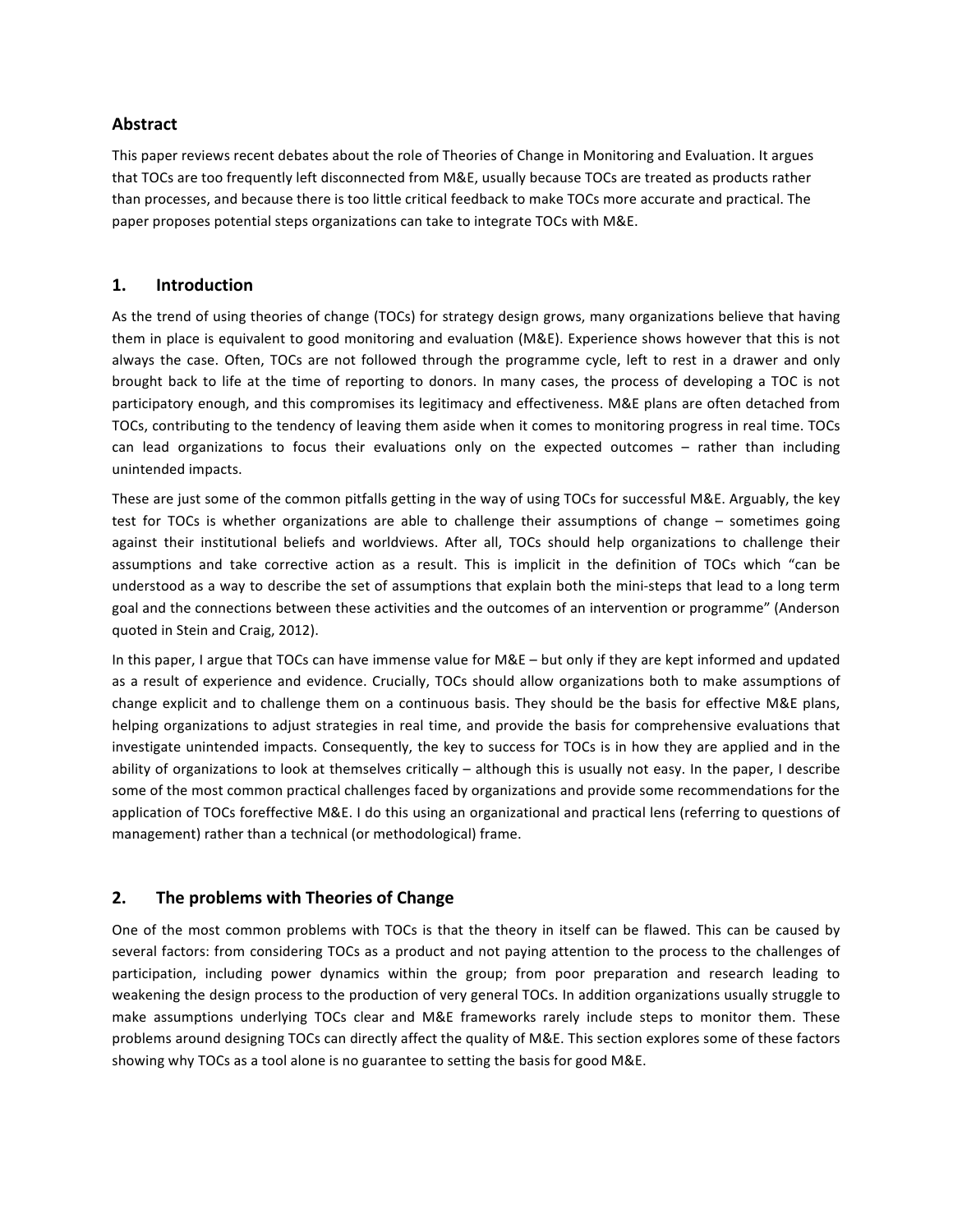## Abstract

This paper reviews recent debates about the role of Theories of Change in Monitoring and Evaluation. It argues that TOCs are too frequently left disconnected from M&E, usually because TOCs are treated as products rather than processes, and because there is too little critical feedback to make TOCs more accurate and practical. The paper proposes potential steps organizations can take to integrate TOCs with M&E.

## 1. Introduction

As the trend of using theories of change (TOCs) for strategy design grows, many organizations believe that having them in place is equivalent to good monitoring and evaluation (M&E). Experience shows however that this is not always the case. Often, TOCs are not followed through the programme cycle, left to rest in a drawer and only brought back to life at the time of reporting to donors. In many cases, the process of developing a TOC is not participatory enough, and this compromises its legitimacy and effectiveness. M&E plans are often detached from TOCs, contributing to the tendency of leaving them aside when it comes to monitoring progress in real time. TOCs can lead organizations to focus their evaluations only on the expected outcomes – rather than including unintended impacts.

These are just some of the common pitfalls getting in the way of using TOCs for successful M&E. Arguably, the key test for TOCs is whether organizations are able to challenge their assumptions of change – sometimes going against their institutional beliefs and worldviews. After all, TOCs should help organizations to challenge their assumptions and take corrective action as a result. This is implicit in the definition of TOCs which "can be understood as a way to describe the set of assumptions that explain both the mini-steps that lead to a long term goal and the connections between these activities and the outcomes of an intervention or programme" (Anderson quoted in Stein and Craig, 2012).

In this paper, I argue that TOCs can have immense value for M&E – but only if they are kept informed and updated as a result of experience and evidence. Crucially, TOCs should allow organizations both to make assumptions of change explicit and to challenge them on a continuous basis. They should be the basis for effective M&E plans, helping organizations to adjust strategies in real time, and provide the basis for comprehensive evaluations that investigate unintended impacts. Consequently, the key to success for TOCs is in how they are applied and in the ability of organizations to look at themselves critically – although this is usually not easy. In the paper, I describe some of the most common practical challenges faced by organizations and provide some recommendations for the application of TOCs foreffective M&E. I do this using an organizational and practical lens (referring to questions of management) rather than a technical (or methodological) frame.

## 2. The problems with Theories of Change

One of the most common problems with TOCs is that the theory in itself can be flawed. This can be caused by several factors: from considering TOCs as a product and not paying attention to the process to the challenges of participation, including power dynamics within the group; from poor preparation and research leading to weakening the design process to the production of very general TOCs. In addition organizations usually struggle to make assumptions underlying TOCs clear and M&E frameworks rarely include steps to monitor them. These problems around designing TOCs can directly affect the quality of M&E. This section explores some of these factors showing why TOCs as a tool alone is no guarantee to setting the basis for good M&E.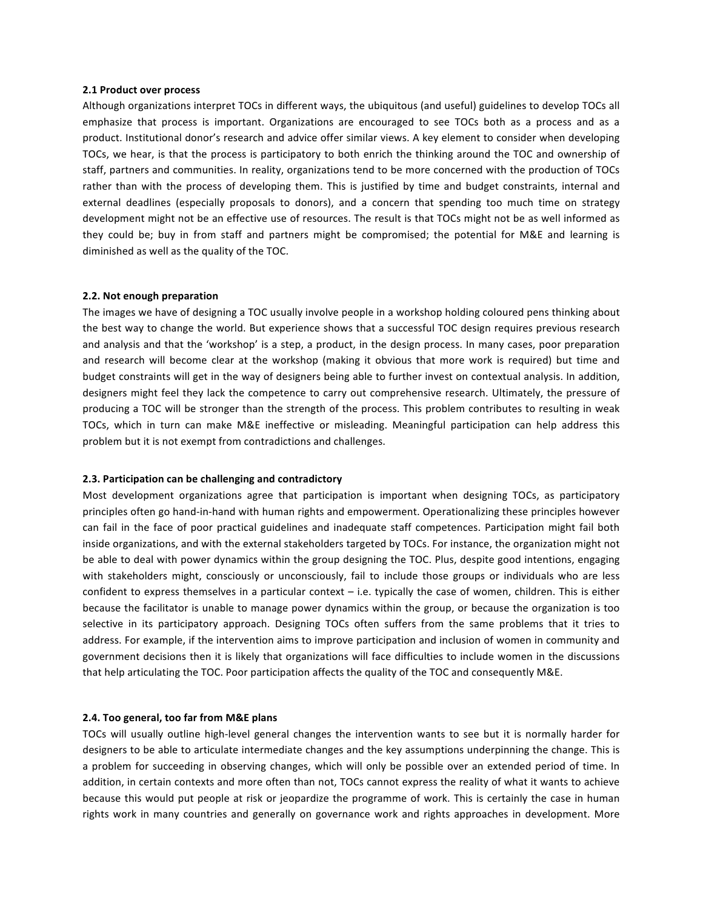**2.1 Product over process**

Although organizations interpret TOCs in different ways, the ubiquitous (and useful) guidelines to develop TOCs all emphasize that process is important. Organizations are encouraged to see TOCs both as a process and as a product. Institutional donor's research and advice offer similar views. A key element to consider when developing TOCs, we hear, is that the process is participatory to both enrich the thinking around the TOC and ownership of staff, partners and communities. In reality, organizations tend to be more concerned with the production of TOCs rather than with the process of developing them. This is justified by time and budget constraints, internal and external deadlines (especially proposals to donors), and a concern that spending too much time on strategy development might not be an effective use of resources. The result is that TOCs might not be as well informed as they could be; buy in from staff and partners might be compromised; the potential for M&E and learning is diminished as well as the quality of the TOC.

**2.2. Not enough preparation**

The images we have of designing a TOC usually involve people in a workshop holding coloured pens thinking about the best way to change the world. But experience shows that a successful TOC design requires previous research and analysis and that the 'workshop' is a step, a product, in the design process. In many cases, poor preparation and research will become clear at the workshop (making it obvious that more work is required) but time and budget constraints will get in the way of designers being able to further invest on contextual analysis. In addition, designers might feel they lack the competence to carry out comprehensive research. Ultimately, the pressure of producing a TOC will be stronger than the strength of the process. This problem contributes to resulting in weak TOCs, which in turn can make M&E ineffective or misleading. Meaningful participation can help address this problem but it is not exempt from contradictions and challenges.

**2.3. Participation can be challenging and contradictory**

Most development organizations agree that participation is important when designing TOCs, as participatory principles often go hand-in-hand with human rights and empowerment. Operationalizing these principles however can fail in the face of poor practical guidelines and inadequate staff competences. Participation might fail both inside organizations, and with the external stakeholders targeted by TOCs. For instance, the organization might not be able to deal with power dynamics within the group designing the TOC. Plus, despite good intentions, engaging with stakeholders might, consciously or unconsciously, fail to include those groups or individuals who are less confident to express themselves in a particular context – i.e. typically the case of women, children. This is either because the facilitator is unable to manage power dynamics within the group, or because the organization is too selective in its participatory approach. Designing TOCs often suffers from the same problems that it tries to address. For example, if the intervention aims to improve participation and inclusion of women in community and government decisions then it is likely that organizations will face difficulties to include women in the discussions that help articulating the TOC. Poor participation affects the quality of the TOC and consequently M&E.

**2.4. Too general, too far from M&E plans**

TOCs will usually outline high-level general changes the intervention wants to see but it is normally harder for designers to be able to articulate intermediate changes and the key assumptions underpinning the change. This is a problem for succeeding in observing changes, which will only be possible over an extended period of time. In addition, in certain contexts and more often than not, TOCs cannot express the reality of what it wants to achieve because this would put people at risk or jeopardize the programme of work. This is certainly the case in human rights work in many countries and generally on governance work and rights approaches in development. More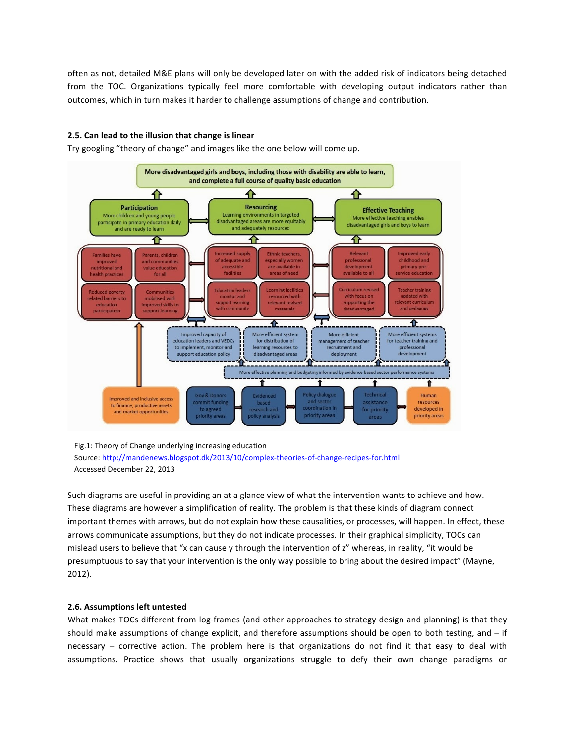often as not, detailed M&E plans will only be developed later on with the added risk of indicators being detached from the TOC. Organizations typically feel more comfortable with developing output indicators rather than outcomes, which in turn makes it harder to challenge assumptions of change and contribution.

### 2.5. Can lead to the illusion that change is linear

Try googling "theory of change" and images like the one below will come up.

Fig.1: Theory of Change underlying increasing education
Source: http://mandenews.blogspot.dk/2013/10/complex-theories-of-change-recipes-for.html
Accessed December 22, 2013

Such diagrams are useful in providing an at a glance view of what the intervention wants to achieve and how. These diagrams are however a simplification of reality. The problem is that these kinds of diagram connect important themes with arrows, but do not explain how these causalities, or processes, will happen. In effect, these arrows communicate assumptions, but they do not indicate processes. In their graphical simplicity, TOCs can mislead users to believe that "x can cause y through the intervention of z" whereas, in reality, "it would be presumptuous to say that your intervention is the only way possible to bring about the desired impact" (Mayne, 2012).

### 2.6. Assumptions left untested

What makes TOCs different from log-frames (and other approaches to strategy design and planning) is that they should make assumptions of change explicit, and therefore assumptions should be open to both testing, and – if necessary – corrective action. The problem here is that organizations do not find it that easy to deal with assumptions. Practice shows that usually organizations struggle to defy their own change paradigms or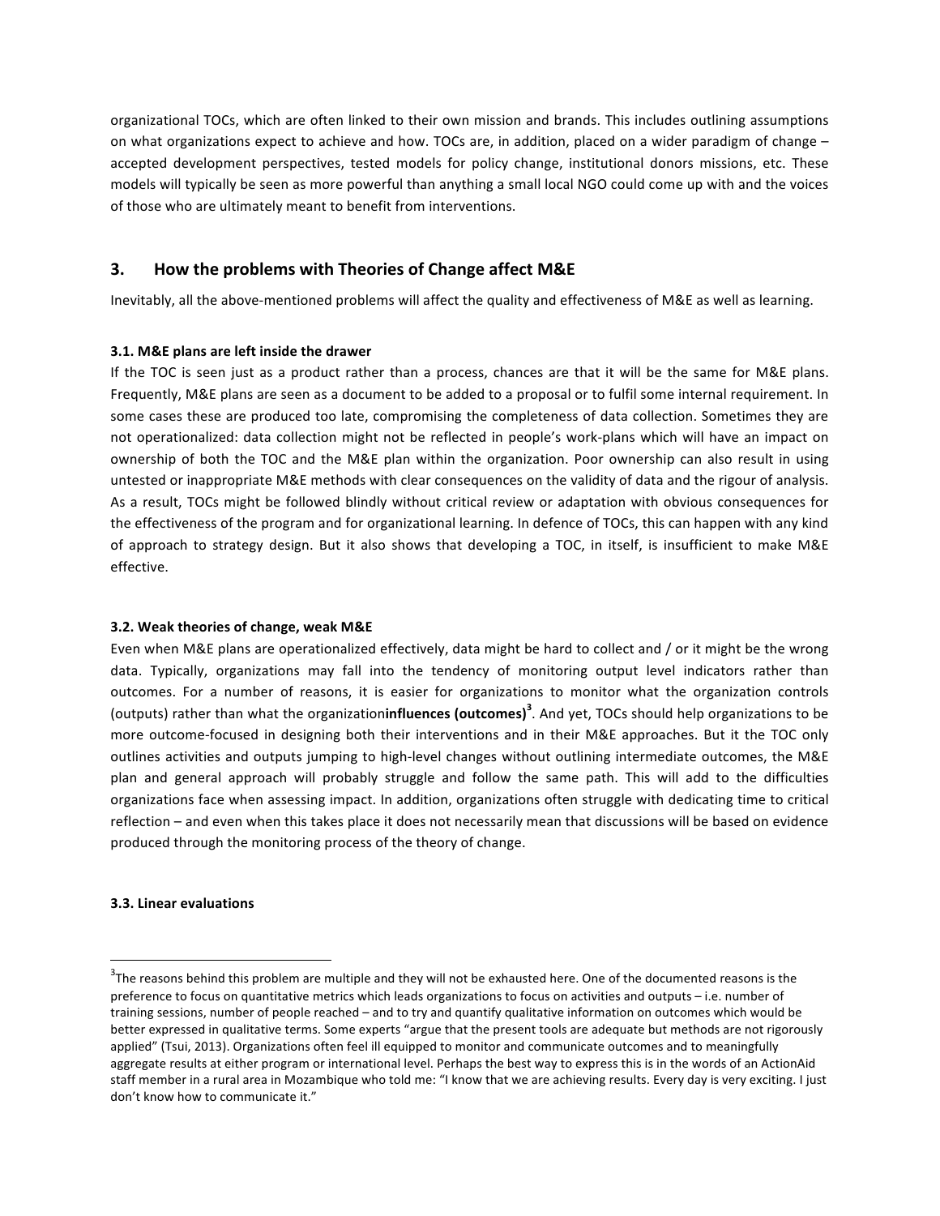organizational TOCs, which are often linked to their own mission and brands. This includes outlining assumptions on what organizations expect to achieve and how. TOCs are, in addition, placed on a wider paradigm of change – accepted development perspectives, tested models for policy change, institutional donors missions, etc. These models will typically be seen as more powerful than anything a small local NGO could come up with and the voices of those who are ultimately meant to benefit from interventions.

## 3. How the problems with Theories of Change affect M&E

Inevitably, all the above-mentioned problems will affect the quality and effectiveness of M&E as well as learning.

### 3.1. M&E plans are left inside the drawer

If the TOC is seen just as a product rather than a process, chances are that it will be the same for M&E plans. Frequently, M&E plans are seen as a document to be added to a proposal or to fulfil some internal requirement. In some cases these are produced too late, compromising the completeness of data collection. Sometimes they are not operationalized: data collection might not be reflected in people's work-plans which will have an impact on ownership of both the TOC and the M&E plan within the organization. Poor ownership can also result in using untested or inappropriate M&E methods with clear consequences on the validity of data and the rigour of analysis. As a result, TOCs might be followed blindly without critical review or adaptation with obvious consequences for the effectiveness of the program and for organizational learning. In defence of TOCs, this can happen with any kind of approach to strategy design. But it also shows that developing a TOC, in itself, is insufficient to make M&E effective.

### 3.2. Weak theories of change, weak M&E

Even when M&E plans are operationalized effectively, data might be hard to collect and / or it might be the wrong data. Typically, organizations may fall into the tendency of monitoring output level indicators rather than outcomes. For a number of reasons, it is easier for organizations to monitor what the organization controls (outputs) rather than what the organization**influences (outcomes)**[3]. And yet, TOCs should help organizations to be more outcome-focused in designing both their interventions and in their M&E approaches. But it the TOC only outlines activities and outputs jumping to high-level changes without outlining intermediate outcomes, the M&E plan and general approach will probably struggle and follow the same path. This will add to the difficulties organizations face when assessing impact. In addition, organizations often struggle with dedicating time to critical reflection – and even when this takes place it does not necessarily mean that discussions will be based on evidence produced through the monitoring process of the theory of change.

### 3.3. Linear evaluations

[3]The reasons behind this problem are multiple and they will not be exhausted here. One of the documented reasons is the preference to focus on quantitative metrics which leads organizations to focus on activities and outputs – i.e. number of training sessions, number of people reached – and to try and quantify qualitative information on outcomes which would be better expressed in qualitative terms. Some experts "argue that the present tools are adequate but methods are not rigorously applied" (Tsui, 2013). Organizations often feel ill equipped to monitor and communicate outcomes and to meaningfully aggregate results at either program or international level. Perhaps the best way to express this is in the words of an ActionAid staff member in a rural area in Mozambique who told me: "I know that we are achieving results. Every day is very exciting. I just don't know how to communicate it."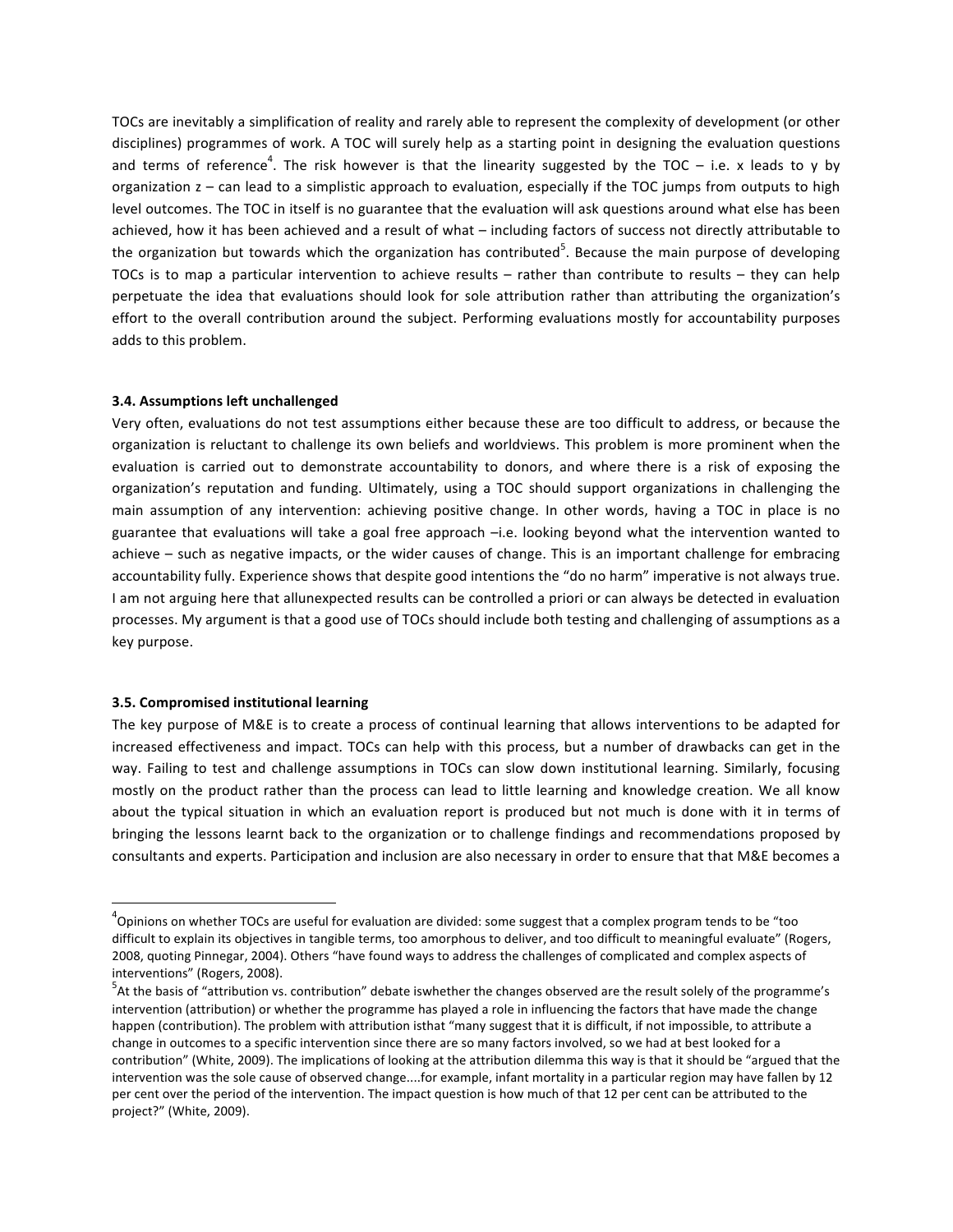TOCs are inevitably a simplification of reality and rarely able to represent the complexity of development (or other disciplines) programmes of work. A TOC will surely help as a starting point in designing the evaluation questions and terms of reference[4]. The risk however is that the linearity suggested by the TOC – i.e. x leads to y by organization z – can lead to a simplistic approach to evaluation, especially if the TOC jumps from outputs to high level outcomes. The TOC in itself is no guarantee that the evaluation will ask questions around what else has been achieved, how it has been achieved and a result of what – including factors of success not directly attributable to the organization but towards which the organization has contributed[5]. Because the main purpose of developing TOCs is to map a particular intervention to achieve results – rather than contribute to results – they can help perpetuate the idea that evaluations should look for sole attribution rather than attributing the organization's effort to the overall contribution around the subject. Performing evaluations mostly for accountability purposes adds to this problem.

### 3.4. Assumptions left unchallenged

Very often, evaluations do not test assumptions either because these are too difficult to address, or because the organization is reluctant to challenge its own beliefs and worldviews. This problem is more prominent when the evaluation is carried out to demonstrate accountability to donors, and where there is a risk of exposing the organization's reputation and funding. Ultimately, using a TOC should support organizations in challenging the main assumption of any intervention: achieving positive change. In other words, having a TOC in place is no guarantee that evaluations will take a goal free approach –i.e. looking beyond what the intervention wanted to achieve – such as negative impacts, or the wider causes of change. This is an important challenge for embracing accountability fully. Experience shows that despite good intentions the "do no harm" imperative is not always true. I am not arguing here that allunexpected results can be controlled a priori or can always be detected in evaluation processes. My argument is that a good use of TOCs should include both testing and challenging of assumptions as a key purpose.

### 3.5. Compromised institutional learning

The key purpose of M&E is to create a process of continual learning that allows interventions to be adapted for increased effectiveness and impact. TOCs can help with this process, but a number of drawbacks can get in the way. Failing to test and challenge assumptions in TOCs can slow down institutional learning. Similarly, focusing mostly on the product rather than the process can lead to little learning and knowledge creation. We all know about the typical situation in which an evaluation report is produced but not much is done with it in terms of bringing the lessons learnt back to the organization or to challenge findings and recommendations proposed by consultants and experts. Participation and inclusion are also necessary in order to ensure that that M&E becomes a

---

[4] Opinions on whether TOCs are useful for evaluation are divided: some suggest that a complex program tends to be "too difficult to explain its objectives in tangible terms, too amorphous to deliver, and too difficult to meaningful evaluate" (Rogers, 2008, quoting Pinnegar, 2004). Others "have found ways to address the challenges of complicated and complex aspects of interventions" (Rogers, 2008).

[5] At the basis of "attribution vs. contribution" debate iswhether the changes observed are the result solely of the programme's intervention (attribution) or whether the programme has played a role in influencing the factors that have made the change happen (contribution). The problem with attribution isthat "many suggest that it is difficult, if not impossible, to attribute a change in outcomes to a specific intervention since there are so many factors involved, so we had at best looked for a contribution" (White, 2009). The implications of looking at the attribution dilemma this way is that it should be "argued that the intervention was the sole cause of observed change....for example, infant mortality in a particular region may have fallen by 12 per cent over the period of the intervention. The impact question is how much of that 12 per cent can be attributed to the project?" (White, 2009).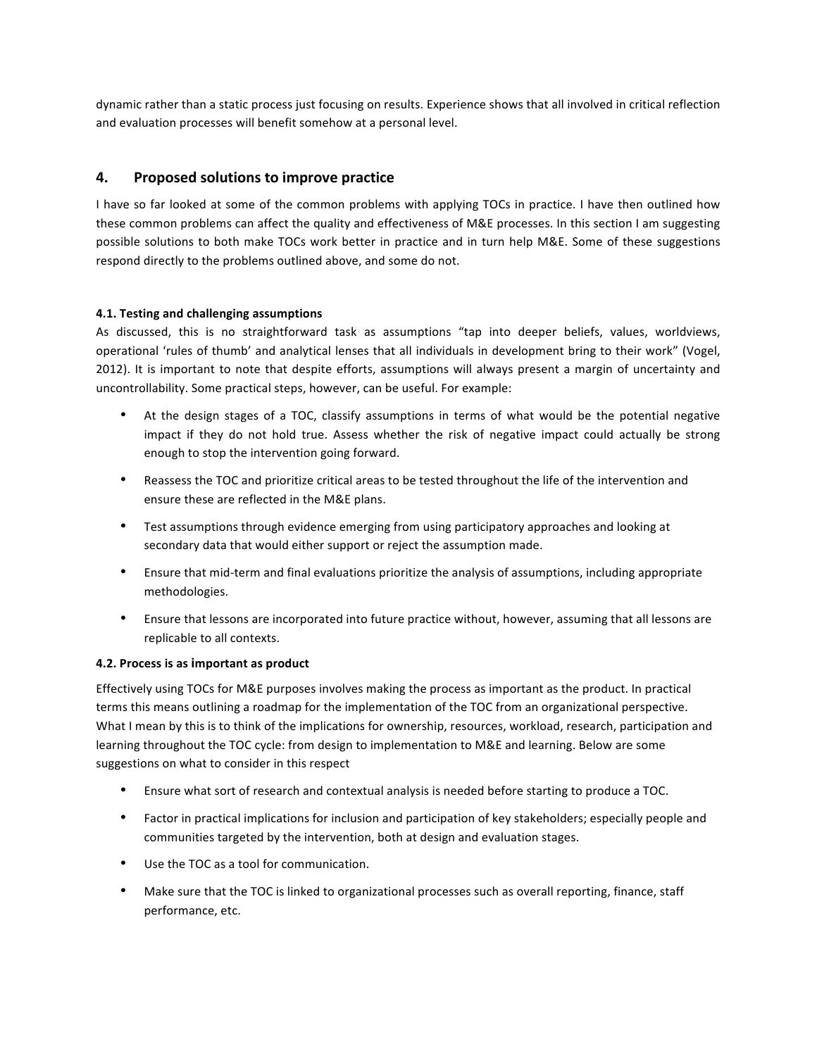dynamic rather than a static process just focusing on results. Experience shows that all involved in critical reflection and evaluation processes will benefit somehow at a personal level.

## 4. Proposed solutions to improve practice

I have so far looked at some of the common problems with applying TOCs in practice. I have then outlined how these common problems can affect the quality and effectiveness of M&E processes. In this section I am suggesting possible solutions to both make TOCs work better in practice and in turn help M&E. Some of these suggestions respond directly to the problems outlined above, and some do not.

#### 4.1. Testing and challenging assumptions

As discussed, this is no straightforward task as assumptions "tap into deeper beliefs, values, worldviews, operational 'rules of thumb' and analytical lenses that all individuals in development bring to their work" (Vogel, 2012). It is important to note that despite efforts, assumptions will always present a margin of uncertainty and uncontrollability. Some practical steps, however, can be useful. For example:

- At the design stages of a TOC, classify assumptions in terms of what would be the potential negative impact if they do not hold true. Assess whether the risk of negative impact could actually be strong enough to stop the intervention going forward.
- Reassess the TOC and prioritize critical areas to be tested throughout the life of the intervention and ensure these are reflected in the M&E plans.
- Test assumptions through evidence emerging from using participatory approaches and looking at secondary data that would either support or reject the assumption made.
- Ensure that mid-term and final evaluations prioritize the analysis of assumptions, including appropriate methodologies.
- Ensure that lessons are incorporated into future practice without, however, assuming that all lessons are replicable to all contexts.

#### 4.2. Process is as important as product

Effectively using TOCs for M&E purposes involves making the process as important as the product. In practical terms this means outlining a roadmap for the implementation of the TOC from an organizational perspective. What I mean by this is to think of the implications for ownership, resources, workload, research, participation and learning throughout the TOC cycle: from design to implementation to M&E and learning. Below are some suggestions on what to consider in this respect

- Ensure what sort of research and contextual analysis is needed before starting to produce a TOC.
- Factor in practical implications for inclusion and participation of key stakeholders; especially people and communities targeted by the intervention, both at design and evaluation stages.
- Use the TOC as a tool for communication.
- Make sure that the TOC is linked to organizational processes such as overall reporting, finance, staff performance, etc.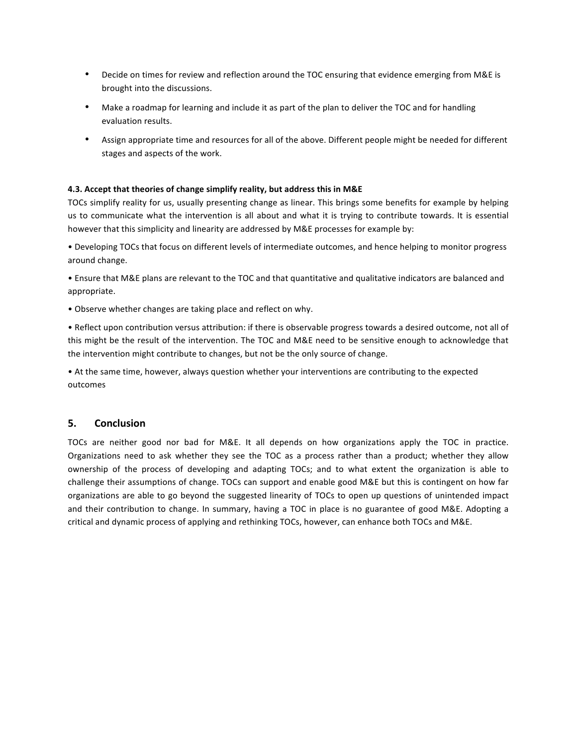- Decide on times for review and reflection around the TOC ensuring that evidence emerging from M&E is brought into the discussions.
- Make a roadmap for learning and include it as part of the plan to deliver the TOC and for handling evaluation results.
- Assign appropriate time and resources for all of the above. Different people might be needed for different stages and aspects of the work.

### 4.3. Accept that theories of change simplify reality, but address this in M&E

TOCs simplify reality for us, usually presenting change as linear. This brings some benefits for example by helping us to communicate what the intervention is all about and what it is trying to contribute towards. It is essential however that this simplicity and linearity are addressed by M&E processes for example by:

- Developing TOCs that focus on different levels of intermediate outcomes, and hence helping to monitor progress around change.
- Ensure that M&E plans are relevant to the TOC and that quantitative and qualitative indicators are balanced and appropriate.
- Observe whether changes are taking place and reflect on why.
- Reflect upon contribution versus attribution: if there is observable progress towards a desired outcome, not all of this might be the result of the intervention. The TOC and M&E need to be sensitive enough to acknowledge that the intervention might contribute to changes, but not be the only source of change.
- At the same time, however, always question whether your interventions are contributing to the expected outcomes

## 5. Conclusion

TOCs are neither good nor bad for M&E. It all depends on how organizations apply the TOC in practice. Organizations need to ask whether they see the TOC as a process rather than a product; whether they allow ownership of the process of developing and adapting TOCs; and to what extent the organization is able to challenge their assumptions of change. TOCs can support and enable good M&E but this is contingent on how far organizations are able to go beyond the suggested linearity of TOCs to open up questions of unintended impact and their contribution to change. In summary, having a TOC in place is no guarantee of good M&E. Adopting a critical and dynamic process of applying and rethinking TOCs, however, can enhance both TOCs and M&E.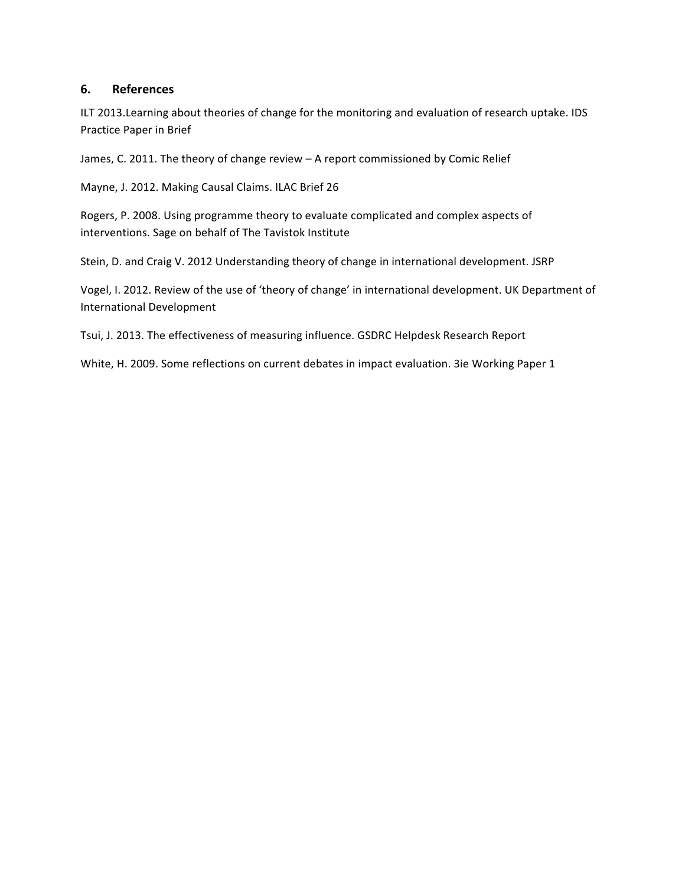## 6. References

ILT 2013.Learning about theories of change for the monitoring and evaluation of research uptake. IDS Practice Paper in Brief

James, C. 2011. The theory of change review – A report commissioned by Comic Relief

Mayne, J. 2012. Making Causal Claims. ILAC Brief 26

Rogers, P. 2008. Using programme theory to evaluate complicated and complex aspects of interventions. Sage on behalf of The Tavistok Institute

Stein, D. and Craig V. 2012 Understanding theory of change in international development. JSRP

Vogel, I. 2012. Review of the use of 'theory of change' in international development. UK Department of International Development

Tsui, J. 2013. The effectiveness of measuring influence. GSDRC Helpdesk Research Report

White, H. 2009. Some reflections on current debates in impact evaluation. 3ie Working Paper 1